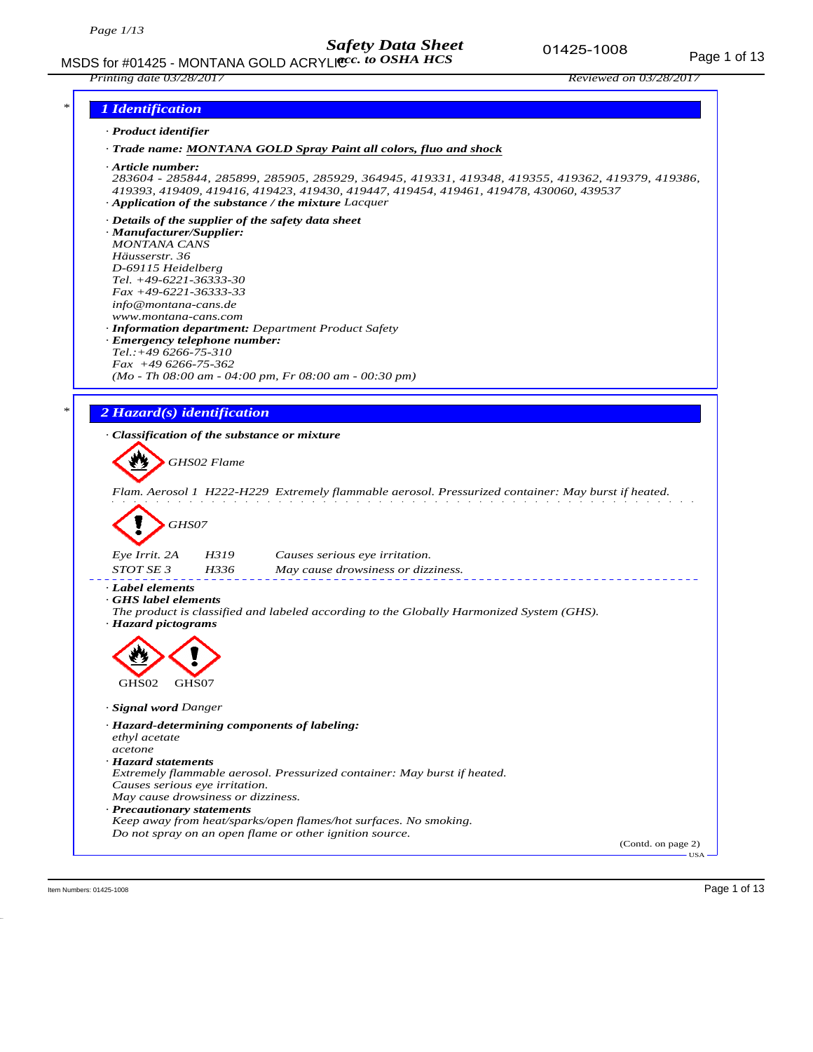## 1 Identification

· **Product identifier**

· **Trade name:** **MONTANA GOLD Spray Paint all colors, fluo and shock**

· **Article number:**
283604 - 285844, 285899, 285905, 285929, 364945, 419331, 419348, 419355, 419362, 419379, 419386, 419393, 419409, 419416, 419423, 419430, 419447, 419454, 419461, 419478, 430060, 439537

· **Application of the substance / the mixture** Lacquer

· **Details of the supplier of the safety data sheet**

· **Manufacturer/Supplier:**
MONTANA CANS
Häusserstr. 36
D-69115 Heidelberg
Tel. +49-6221-36333-30
Fax +49-6221-36333-33
info@montana-cans.de
www.montana-cans.com

· **Information department:** Department Product Safety

· **Emergency telephone number:**
Tel.:+49 6266-75-310
Fax +49 6266-75-362
(Mo - Th 08:00 am - 04:00 pm, Fr 08:00 am - 00:30 pm)

## 2 Hazard(s) identification

· **Classification of the substance or mixture**

GHS02 Flame

Flam. Aerosol 1 H222-H229 Extremely flammable aerosol. Pressurized container: May burst if heated.

GHS07

| | | |
|---|---|---|
| Eye Irrit. 2A | H319 | Causes serious eye irritation. |
| STOT SE 3 | H336 | May cause drowsiness or dizziness. |

· **Label elements**

· **GHS label elements**
The product is classified and labeled according to the Globally Harmonized System (GHS).

· **Hazard pictograms**

GHS02 GHS07

· **Signal word** Danger

· **Hazard-determining components of labeling:**
ethyl acetate
acetone

· **Hazard statements**
Extremely flammable aerosol. Pressurized container: May burst if heated.
Causes serious eye irritation.
May cause drowsiness or dizziness.

· **Precautionary statements**
Keep away from heat/sparks/open flames/hot surfaces. No smoking.
Do not spray on an open flame or other ignition source.

(Contd. on page 2)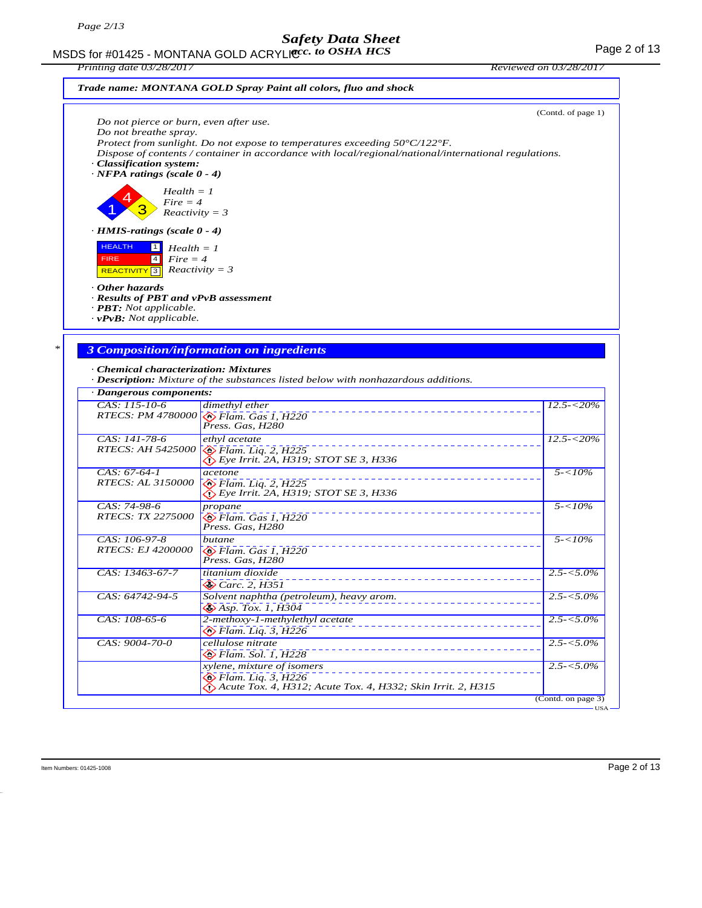*Trade name: MONTANA GOLD Spray Paint all colors, fluo and shock*

(Contd. of page 1)

*Do not pierce or burn, even after use.*
*Do not breathe spray.*
*Protect from sunlight. Do not expose to temperatures exceeding 50°C/122°F.*
*Dispose of contents / container in accordance with local/regional/national/international regulations.*

· ***Classification system:***
· ***NFPA ratings (scale 0 - 4)***

*Health = 1*
*Fire = 4*
*Reactivity = 3*

· ***HMIS-ratings (scale 0 - 4)***

| | |
|---|---|
| HEALTH | 1 |
| FIRE | 4 |
| REACTIVITY | 3 |

*Health = 1*
*Fire = 4*
*Reactivity = 3*

· ***Other hazards***
· ***Results of PBT and vPvB assessment***
· ***PBT:*** *Not applicable.*
· ***vPvB:*** *Not applicable.*

## 3 Composition/information on ingredients

· ***Chemical characterization: Mixtures***
· ***Description:*** *Mixture of the substances listed below with nonhazardous additions.*

· ***Dangerous components:***

| Identifier | Component / Classification | Concentration |
|---|---|---|
| CAS: 115-10-6<br>RTECS: PM 4780000 | dimethyl ether<br>Flam. Gas 1, H220<br>Press. Gas, H280 | 12.5-<20% |
| CAS: 141-78-6<br>RTECS: AH 5425000 | ethyl acetate<br>Flam. Liq. 2, H225<br>Eye Irrit. 2A, H319; STOT SE 3, H336 | 12.5-<20% |
| CAS: 67-64-1<br>RTECS: AL 3150000 | acetone<br>Flam. Liq. 2, H225<br>Eye Irrit. 2A, H319; STOT SE 3, H336 | 5-<10% |
| CAS: 74-98-6<br>RTECS: TX 2275000 | propane<br>Flam. Gas 1, H220<br>Press. Gas, H280 | 5-<10% |
| CAS: 106-97-8<br>RTECS: EJ 4200000 | butane<br>Flam. Gas 1, H220<br>Press. Gas, H280 | 5-<10% |
| CAS: 13463-67-7 | titanium dioxide<br>Carc. 2, H351 | 2.5-<5.0% |
| CAS: 64742-94-5 | Solvent naphtha (petroleum), heavy arom.<br>Asp. Tox. 1, H304 | 2.5-<5.0% |
| CAS: 108-65-6 | 2-methoxy-1-methylethyl acetate<br>Flam. Liq. 3, H226 | 2.5-<5.0% |
| CAS: 9004-70-0 | cellulose nitrate<br>Flam. Sol. 1, H228 | 2.5-<5.0% |
| | xylene, mixture of isomers<br>Flam. Liq. 3, H226<br>Acute Tox. 4, H312; Acute Tox. 4, H332; Skin Irrit. 2, H315 | 2.5-<5.0% |

(Contd. on page 3)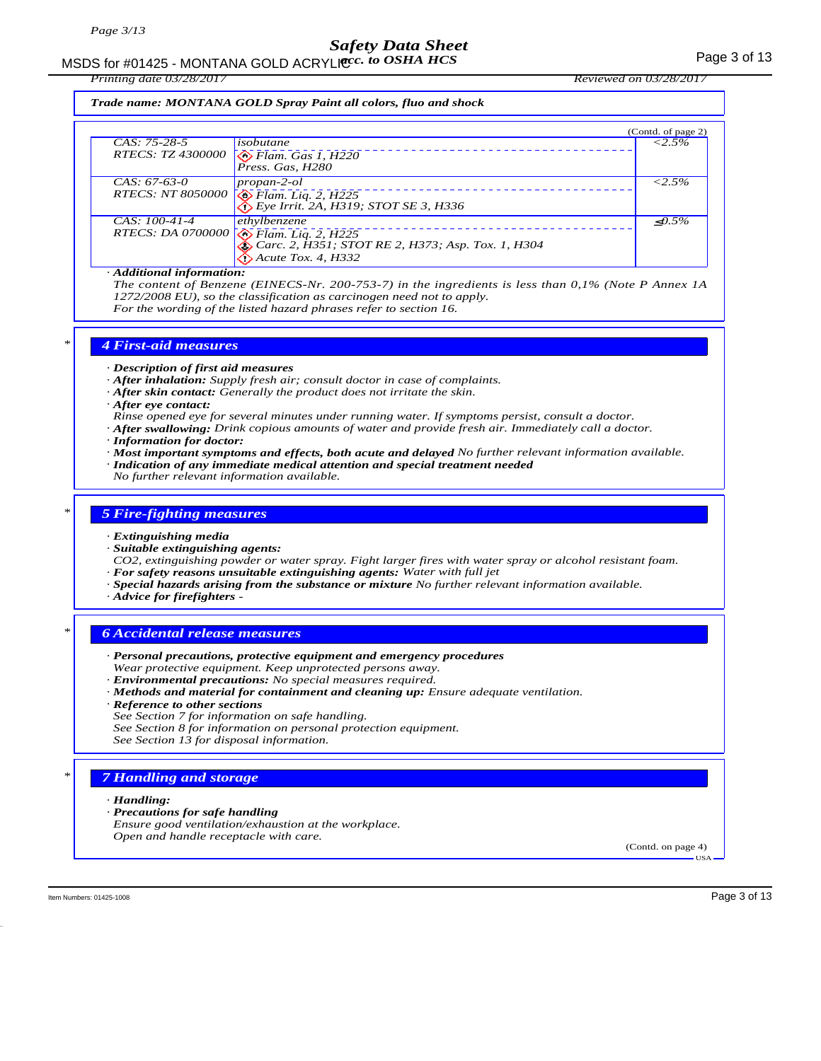**Trade name: MONTANA GOLD Spray Paint all colors, fluo and shock**

(Contd. of page 2)

| | | |
|---|---|---|
| CAS: 75-28-5<br>RTECS: TZ 4300000 | isobutane<br>Flam. Gas 1, H220<br>Press. Gas, H280 | <2.5% |
| CAS: 67-63-0<br>RTECS: NT 8050000 | propan-2-ol<br>Flam. Liq. 2, H225<br>Eye Irrit. 2A, H319; STOT SE 3, H336 | <2.5% |
| CAS: 100-41-4<br>RTECS: DA 0700000 | ethylbenzene<br>Flam. Liq. 2, H225<br>Carc. 2, H351; STOT RE 2, H373; Asp. Tox. 1, H304<br>Acute Tox. 4, H332 | ≤0.5% |

· **Additional information:**
The content of Benzene (EINECS-Nr. 200-753-7) in the ingredients is less than 0,1% (Note P Annex 1A 1272/2008 EU), so the classification as carcinogen need not to apply.
For the wording of the listed hazard phrases refer to section 16.

## 4 First-aid measures

· **Description of first aid measures**
· **After inhalation:** Supply fresh air; consult doctor in case of complaints.
· **After skin contact:** Generally the product does not irritate the skin.
· **After eye contact:**
Rinse opened eye for several minutes under running water. If symptoms persist, consult a doctor.
· **After swallowing:** Drink copious amounts of water and provide fresh air. Immediately call a doctor.
· **Information for doctor:**
· **Most important symptoms and effects, both acute and delayed** No further relevant information available.
· **Indication of any immediate medical attention and special treatment needed**
No further relevant information available.

## 5 Fire-fighting measures

· **Extinguishing media**
· **Suitable extinguishing agents:**
CO2, extinguishing powder or water spray. Fight larger fires with water spray or alcohol resistant foam.
· **For safety reasons unsuitable extinguishing agents:** Water with full jet
· **Special hazards arising from the substance or mixture** No further relevant information available.
· **Advice for firefighters** -

## 6 Accidental release measures

· **Personal precautions, protective equipment and emergency procedures**
Wear protective equipment. Keep unprotected persons away.
· **Environmental precautions:** No special measures required.
· **Methods and material for containment and cleaning up:** Ensure adequate ventilation.
· **Reference to other sections**
See Section 7 for information on safe handling.
See Section 8 for information on personal protection equipment.
See Section 13 for disposal information.

## 7 Handling and storage

· **Handling:**
· **Precautions for safe handling**
Ensure good ventilation/exhaustion at the workplace.
Open and handle receptacle with care.

(Contd. on page 4)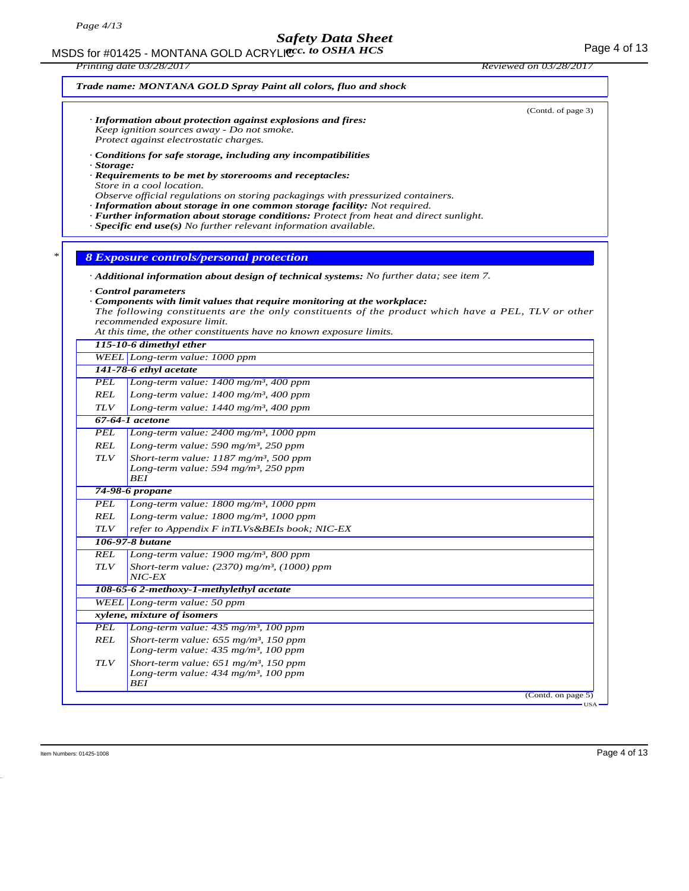**Trade name: MONTANA GOLD Spray Paint all colors, fluo and shock**

(Contd. of page 3)

· ***Information about protection against explosions and fires:***
*Keep ignition sources away - Do not smoke.*
*Protect against electrostatic charges.*

· ***Conditions for safe storage, including any incompatibilities***
· ***Storage:***
· ***Requirements to be met by storerooms and receptacles:***
*Store in a cool location.*
*Observe official regulations on storing packagings with pressurized containers.*
· ***Information about storage in one common storage facility:*** *Not required.*
· ***Further information about storage conditions:*** *Protect from heat and direct sunlight.*
· ***Specific end use(s)*** *No further relevant information available.*

## *8 Exposure controls/personal protection*

· ***Additional information about design of technical systems:*** *No further data; see item 7.*

· ***Control parameters***
· ***Components with limit values that require monitoring at the workplace:***
*The following constituents are the only constituents of the product which have a PEL, TLV or other recommended exposure limit.*
*At this time, the other constituents have no known exposure limits.*

| | |
|---|---|
| **115-10-6 dimethyl ether** | |
| WEEL | Long-term value: 1000 ppm |
| **141-78-6 ethyl acetate** | |
| PEL | Long-term value: 1400 mg/m³, 400 ppm |
| REL | Long-term value: 1400 mg/m³, 400 ppm |
| TLV | Long-term value: 1440 mg/m³, 400 ppm |
| **67-64-1 acetone** | |
| PEL | Long-term value: 2400 mg/m³, 1000 ppm |
| REL | Long-term value: 590 mg/m³, 250 ppm |
| TLV | Short-term value: 1187 mg/m³, 500 ppm<br>Long-term value: 594 mg/m³, 250 ppm<br>BEI |
| **74-98-6 propane** | |
| PEL | Long-term value: 1800 mg/m³, 1000 ppm |
| REL | Long-term value: 1800 mg/m³, 1000 ppm |
| TLV | refer to Appendix F inTLVs&BEIs book; NIC-EX |
| **106-97-8 butane** | |
| REL | Long-term value: 1900 mg/m³, 800 ppm |
| TLV | Short-term value: (2370) mg/m³, (1000) ppm<br>NIC-EX |
| **108-65-6 2-methoxy-1-methylethyl acetate** | |
| WEEL | Long-term value: 50 ppm |
| **xylene, mixture of isomers** | |
| PEL | Long-term value: 435 mg/m³, 100 ppm |
| REL | Short-term value: 655 mg/m³, 150 ppm<br>Long-term value: 435 mg/m³, 100 ppm |
| TLV | Short-term value: 651 mg/m³, 150 ppm<br>Long-term value: 434 mg/m³, 100 ppm<br>BEI |

(Contd. on page 5)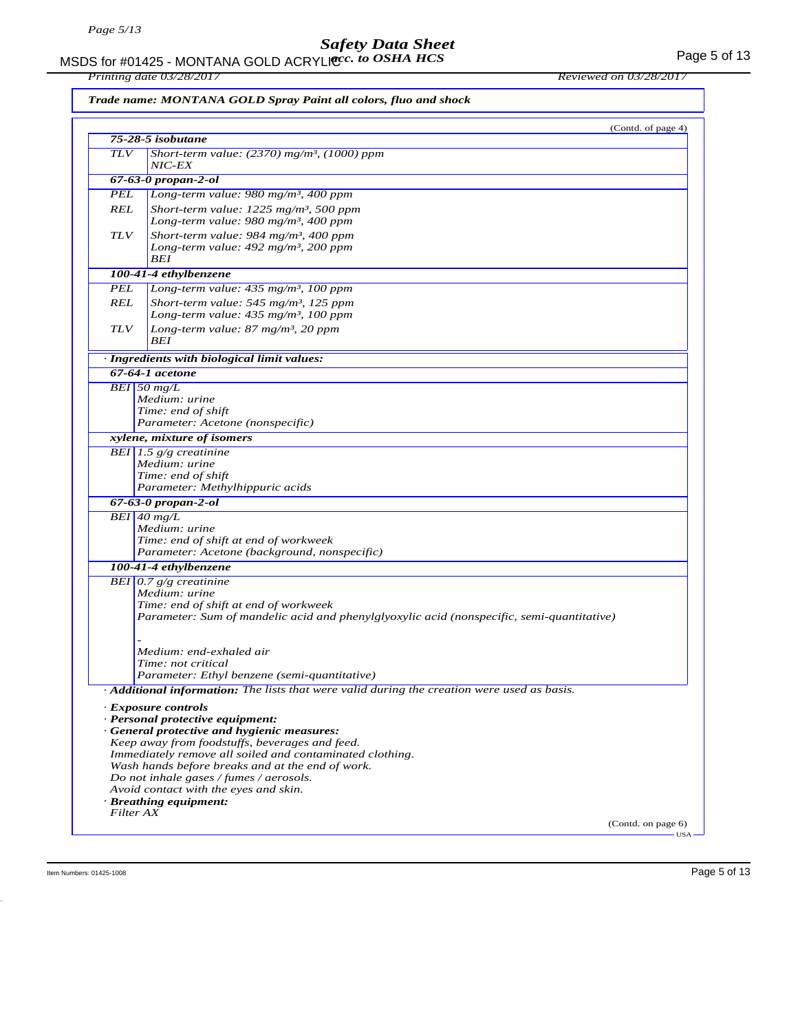*Trade name: MONTANA GOLD Spray Paint all colors, fluo and shock*

(Contd. of page 4)

| | |
|---|---|
| **75-28-5 isobutane** | |
| TLV | Short-term value: (2370) mg/m³, (1000) ppm<br>NIC-EX |
| **67-63-0 propan-2-ol** | |
| PEL | Long-term value: 980 mg/m³, 400 ppm |
| REL | Short-term value: 1225 mg/m³, 500 ppm<br>Long-term value: 980 mg/m³, 400 ppm |
| TLV | Short-term value: 984 mg/m³, 400 ppm<br>Long-term value: 492 mg/m³, 200 ppm<br>BEI |
| **100-41-4 ethylbenzene** | |
| PEL | Long-term value: 435 mg/m³, 100 ppm |
| REL | Short-term value: 545 mg/m³, 125 ppm<br>Long-term value: 435 mg/m³, 100 ppm |
| TLV | Long-term value: 87 mg/m³, 20 ppm<br>BEI |

· ***Ingredients with biological limit values:***

| | |
|---|---|
| **67-64-1 acetone** | |
| BEI | 50 mg/L<br>Medium: urine<br>Time: end of shift<br>Parameter: Acetone (nonspecific) |
| **xylene, mixture of isomers** | |
| BEI | 1.5 g/g creatinine<br>Medium: urine<br>Time: end of shift<br>Parameter: Methylhippuric acids |
| **67-63-0 propan-2-ol** | |
| BEI | 40 mg/L<br>Medium: urine<br>Time: end of shift at end of workweek<br>Parameter: Acetone (background, nonspecific) |
| **100-41-4 ethylbenzene** | |
| BEI | 0.7 g/g creatinine<br>Medium: urine<br>Time: end of shift at end of workweek<br>Parameter: Sum of mandelic acid and phenylglyoxylic acid (nonspecific, semi-quantitative)<br><br>-<br>Medium: end-exhaled air<br>Time: not critical<br>Parameter: Ethyl benzene (semi-quantitative) |

· ***Additional information:*** *The lists that were valid during the creation were used as basis.*

· ***Exposure controls***

· ***Personal protective equipment:***

· ***General protective and hygienic measures:***

*Keep away from foodstuffs, beverages and feed.*
*Immediately remove all soiled and contaminated clothing.*
*Wash hands before breaks and at the end of work.*
*Do not inhale gases / fumes / aerosols.*
*Avoid contact with the eyes and skin.*

· ***Breathing equipment:***

*Filter AX*

(Contd. on page 6)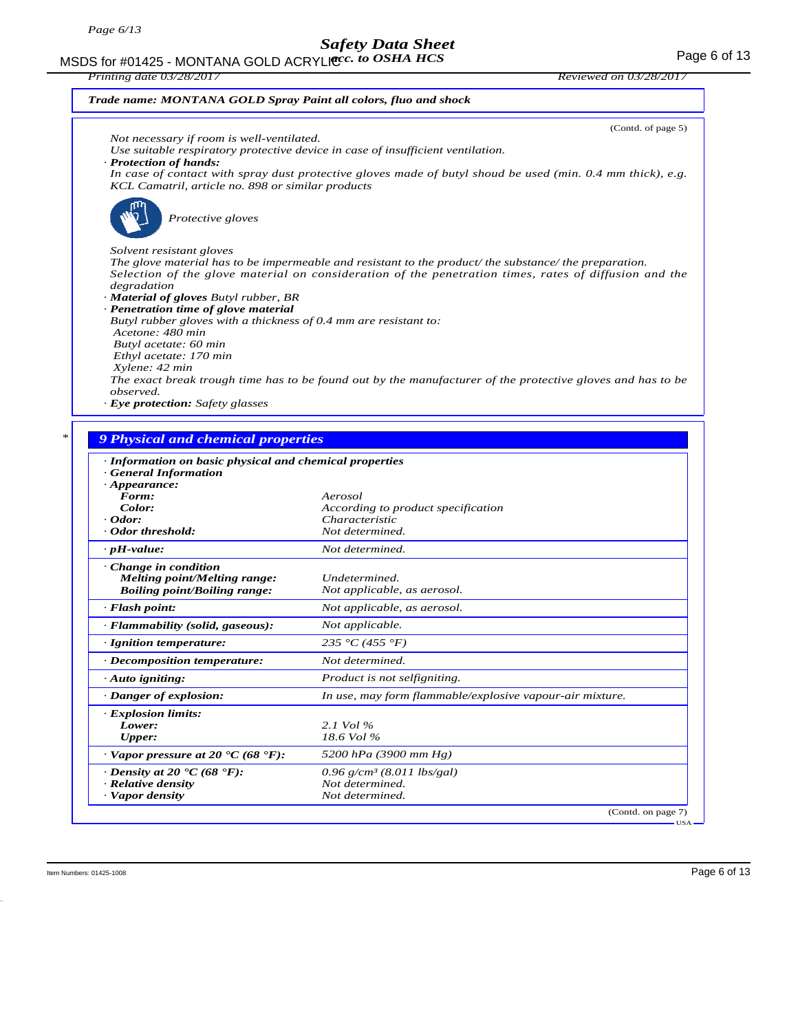**Trade name: MONTANA GOLD Spray Paint all colors, fluo and shock**

(Contd. of page 5)

*Not necessary if room is well-ventilated.*
*Use suitable respiratory protective device in case of insufficient ventilation.*

· **Protection of hands:**
*In case of contact with spray dust protective gloves made of butyl shoud be used (min. 0.4 mm thick), e.g. KCL Camatril, article no. 898 or similar products*

*Protective gloves*

*Solvent resistant gloves*
*The glove material has to be impermeable and resistant to the product/ the substance/ the preparation.*
*Selection of the glove material on consideration of the penetration times, rates of diffusion and the degradation*

· **Material of gloves** *Butyl rubber, BR*
· **Penetration time of glove material**
*Butyl rubber gloves with a thickness of 0.4 mm are resistant to:*
*Acetone: 480 min*
*Butyl acetate: 60 min*
*Ethyl acetate: 170 min*
*Xylene: 42 min*
*The exact break trough time has to be found out by the manufacturer of the protective gloves and has to be observed.*
· **Eye protection:** *Safety glasses*

## 9 Physical and chemical properties

· **Information on basic physical and chemical properties**
· **General Information**

| Property | Value |
|---|---|
| · **Appearance:** | |
| **Form:** | Aerosol |
| **Color:** | According to product specification |
| · **Odor:** | Characteristic |
| · **Odor threshold:** | Not determined. |
| · **pH-value:** | Not determined. |
| · **Change in condition** | |
| **Melting point/Melting range:** | Undetermined. |
| **Boiling point/Boiling range:** | Not applicable, as aerosol. |
| · **Flash point:** | Not applicable, as aerosol. |
| · **Flammability (solid, gaseous):** | Not applicable. |
| · **Ignition temperature:** | 235 °C (455 °F) |
| · **Decomposition temperature:** | Not determined. |
| · **Auto igniting:** | Product is not selfigniting. |
| · **Danger of explosion:** | In use, may form flammable/explosive vapour-air mixture. |
| · **Explosion limits:** | |
| **Lower:** | 2.1 Vol % |
| **Upper:** | 18.6 Vol % |
| · **Vapor pressure at 20 °C (68 °F):** | 5200 hPa (3900 mm Hg) |
| · **Density at 20 °C (68 °F):** | 0.96 g/cm³ (8.011 lbs/gal) |
| · **Relative density** | Not determined. |
| · **Vapor density** | Not determined. |

(Contd. on page 7)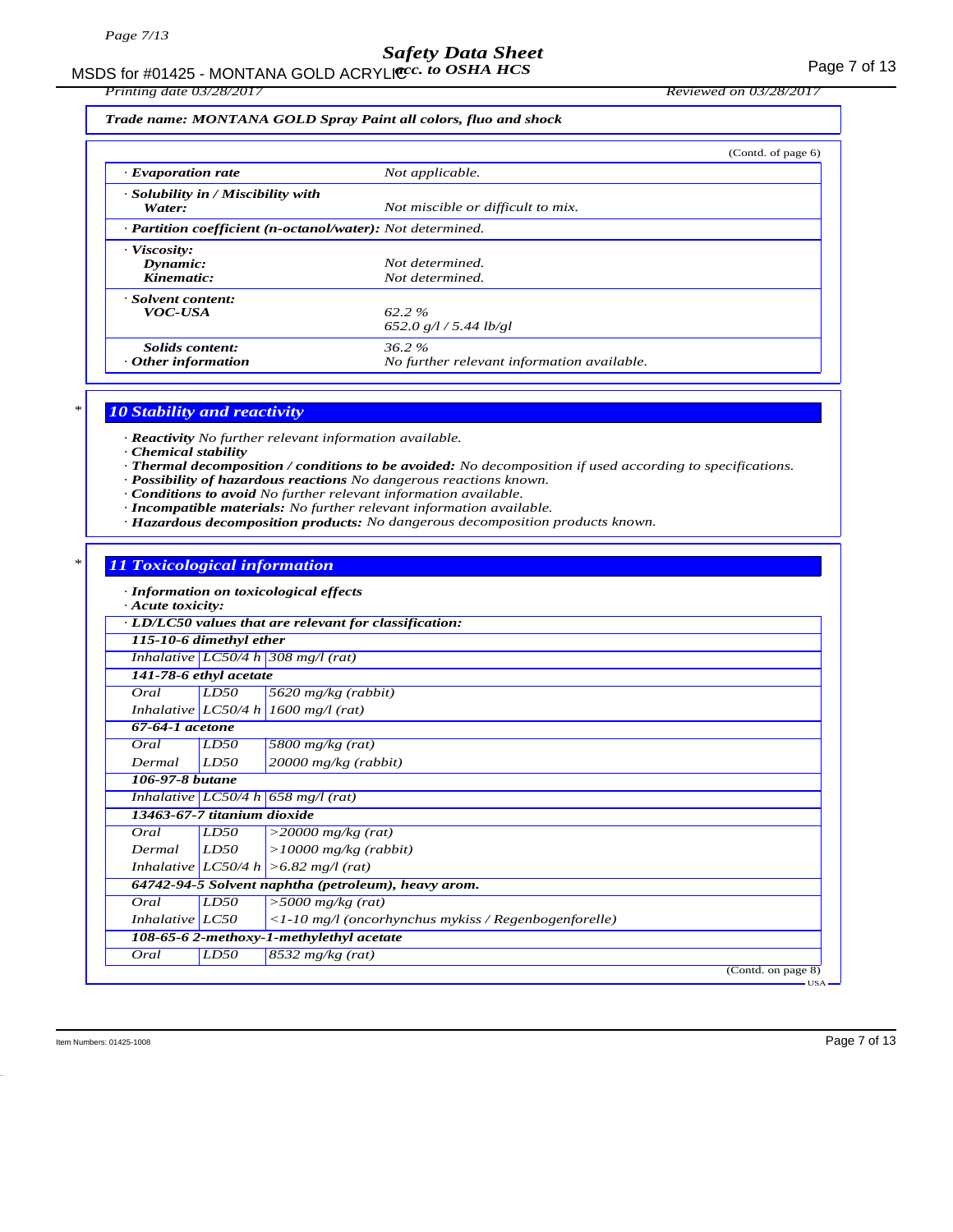*Trade name: MONTANA GOLD Spray Paint all colors, fluo and shock*

(Contd. of page 6)

| | |
|---|---|
| · **Evaporation rate** | Not applicable. |
| · **Solubility in / Miscibility with Water:** | Not miscible or difficult to mix. |
| · **Partition coefficient (n-octanol/water):** | Not determined. |
| · **Viscosity:** | |
| **Dynamic:** | Not determined. |
| **Kinematic:** | Not determined. |
| · **Solvent content:** | |
| **VOC-USA** | 62.2 % |
| | 652.0 g/l / 5.44 lb/gl |
| **Solids content:** | 36.2 % |
| · **Other information** | No further relevant information available. |

## 10 Stability and reactivity

· ***Reactivity*** No further relevant information available.
· ***Chemical stability***
· ***Thermal decomposition / conditions to be avoided:*** No decomposition if used according to specifications.
· ***Possibility of hazardous reactions*** No dangerous reactions known.
· ***Conditions to avoid*** No further relevant information available.
· ***Incompatible materials:*** No further relevant information available.
· ***Hazardous decomposition products:*** No dangerous decomposition products known.

## 11 Toxicological information

· ***Information on toxicological effects***
· ***Acute toxicity:***

| · **LD/LC50 values that are relevant for classification:** | | |
|---|---|---|
| **115-10-6 dimethyl ether** | | |
| Inhalative | LC50/4 h | 308 mg/l (rat) |
| **141-78-6 ethyl acetate** | | |
| Oral | LD50 | 5620 mg/kg (rabbit) |
| Inhalative | LC50/4 h | 1600 mg/l (rat) |
| **67-64-1 acetone** | | |
| Oral | LD50 | 5800 mg/kg (rat) |
| Dermal | LD50 | 20000 mg/kg (rabbit) |
| **106-97-8 butane** | | |
| Inhalative | LC50/4 h | 658 mg/l (rat) |
| **13463-67-7 titanium dioxide** | | |
| Oral | LD50 | >20000 mg/kg (rat) |
| Dermal | LD50 | >10000 mg/kg (rabbit) |
| Inhalative | LC50/4 h | >6.82 mg/l (rat) |
| **64742-94-5 Solvent naphtha (petroleum), heavy arom.** | | |
| Oral | LD50 | >5000 mg/kg (rat) |
| Inhalative | LC50 | <1-10 mg/l (oncorhynchus mykiss / Regenbogenforelle) |
| **108-65-6 2-methoxy-1-methylethyl acetate** | | |
| Oral | LD50 | 8532 mg/kg (rat) |

(Contd. on page 8)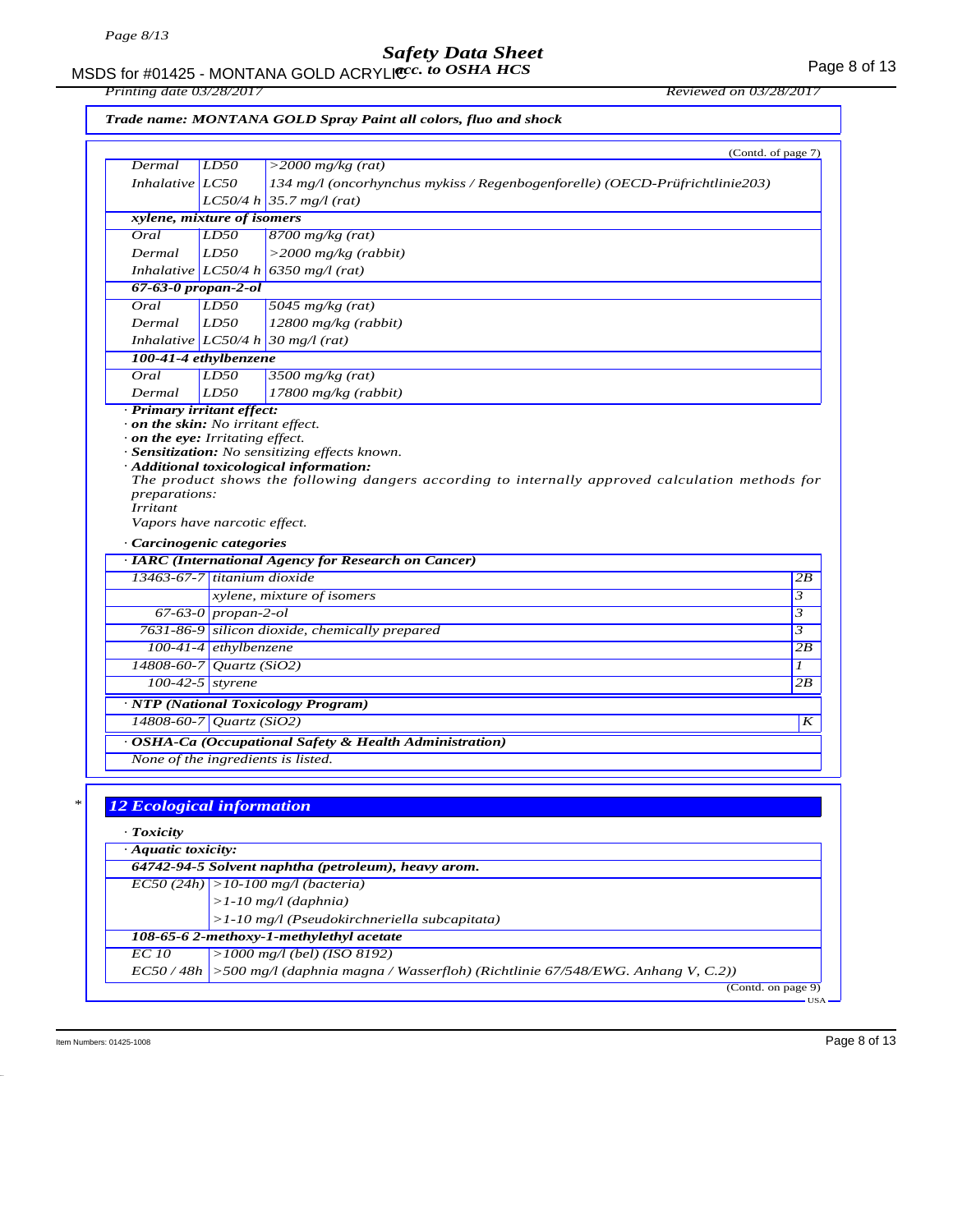Trade name: MONTANA GOLD Spray Paint all colors, fluo and shock

(Contd. of page 7)

| | | |
|---|---|---|
| Dermal | LD50 | >2000 mg/kg (rat) |
| Inhalative | LC50 | 134 mg/l (oncorhynchus mykiss / Regenbogenforelle) (OECD-Prüfrichtlinie203) |
| | LC50/4 h | 35.7 mg/l (rat) |
| **xylene, mixture of isomers** | | |
| Oral | LD50 | 8700 mg/kg (rat) |
| Dermal | LD50 | >2000 mg/kg (rabbit) |
| Inhalative | LC50/4 h | 6350 mg/l (rat) |
| **67-63-0 propan-2-ol** | | |
| Oral | LD50 | 5045 mg/kg (rat) |
| Dermal | LD50 | 12800 mg/kg (rabbit) |
| Inhalative | LC50/4 h | 30 mg/l (rat) |
| **100-41-4 ethylbenzene** | | |
| Oral | LD50 | 3500 mg/kg (rat) |
| Dermal | LD50 | 17800 mg/kg (rabbit) |

· **Primary irritant effect:**
· **on the skin:** No irritant effect.
· **on the eye:** Irritating effect.
· **Sensitization:** No sensitizing effects known.
· **Additional toxicological information:**
The product shows the following dangers according to internally approved calculation methods for preparations:
Irritant
Vapors have narcotic effect.

· **Carcinogenic categories**

| · IARC (International Agency for Research on Cancer) | | |
|---|---|---|
| 13463-67-7 | titanium dioxide | 2B |
| | xylene, mixture of isomers | 3 |
| 67-63-0 | propan-2-ol | 3 |
| 7631-86-9 | silicon dioxide, chemically prepared | 3 |
| 100-41-4 | ethylbenzene | 2B |
| 14808-60-7 | Quartz (SiO2) | 1 |
| 100-42-5 | styrene | 2B |

| · NTP (National Toxicology Program) | | |
|---|---|---|
| 14808-60-7 | Quartz (SiO2) | K |

| · OSHA-Ca (Occupational Safety & Health Administration) |
|---|
| None of the ingredients is listed. |

## 12 Ecological information

· **Toxicity**

| · Aquatic toxicity: | |
|---|---|
| **64742-94-5 Solvent naphtha (petroleum), heavy arom.** | |
| EC50 (24h) | >10-100 mg/l (bacteria) |
| | >1-10 mg/l (daphnia) |
| | >1-10 mg/l (Pseudokirchneriella subcapitata) |
| **108-65-6 2-methoxy-1-methylethyl acetate** | |
| EC 10 | >1000 mg/l (bel) (ISO 8192) |
| EC50 / 48h | >500 mg/l (daphnia magna / Wasserfloh) (Richtlinie 67/548/EWG. Anhang V, C.2)) |

(Contd. on page 9)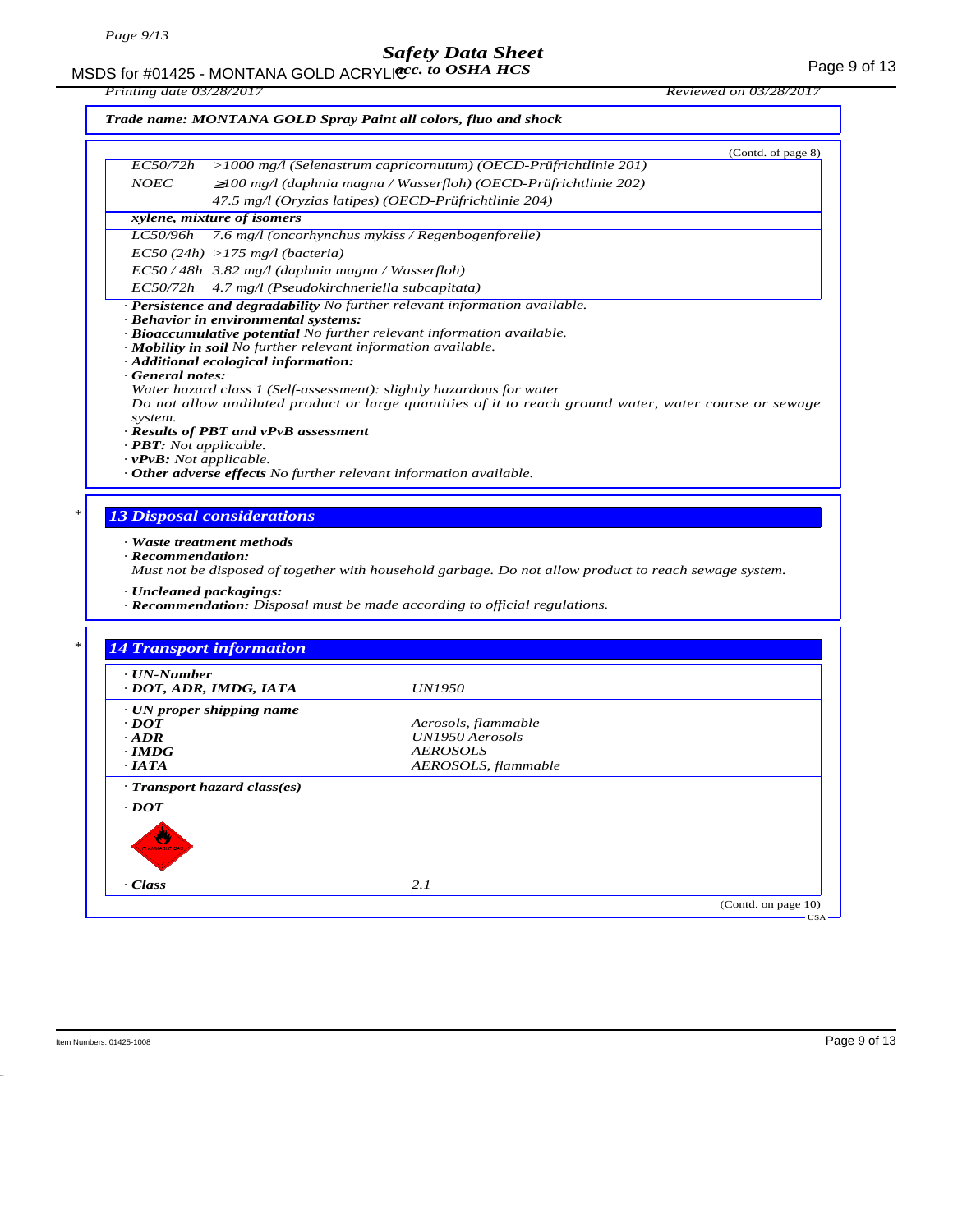**Trade name: MONTANA GOLD Spray Paint all colors, fluo and shock**

(Contd. of page 8)

| | |
|---|---|
| EC50/72h | >1000 mg/l (Selenastrum capricornutum) (OECD-Prüfrichtlinie 201) |
| NOEC | ≥100 mg/l (daphnia magna / Wasserfloh) (OECD-Prüfrichtlinie 202) |
| | 47.5 mg/l (Oryzias latipes) (OECD-Prüfrichtlinie 204) |
| **xylene, mixture of isomers** | |
| LC50/96h | 7.6 mg/l (oncorhynchus mykiss / Regenbogenforelle) |
| EC50 (24h) | >175 mg/l (bacteria) |
| EC50 / 48h | 3.82 mg/l (daphnia magna / Wasserfloh) |
| EC50/72h | 4.7 mg/l (Pseudokirchneriella subcapitata) |

· **Persistence and degradability** No further relevant information available.
· **Behavior in environmental systems:**
· **Bioaccumulative potential** No further relevant information available.
· **Mobility in soil** No further relevant information available.
· **Additional ecological information:**
· **General notes:**
Water hazard class 1 (Self-assessment): slightly hazardous for water
Do not allow undiluted product or large quantities of it to reach ground water, water course or sewage system.
· **Results of PBT and vPvB assessment**
· **PBT:** Not applicable.
· **vPvB:** Not applicable.
· **Other adverse effects** No further relevant information available.

## 13 Disposal considerations

· **Waste treatment methods**
· **Recommendation:**
Must not be disposed of together with household garbage. Do not allow product to reach sewage system.

· **Uncleaned packagings:**
· **Recommendation:** Disposal must be made according to official regulations.

## 14 Transport information

| | |
|---|---|
| · **UN-Number** | |
| · **DOT, ADR, IMDG, IATA** | UN1950 |
| · **UN proper shipping name** | |
| · **DOT** | Aerosols, flammable |
| · **ADR** | UN1950 Aerosols |
| · **IMDG** | AEROSOLS |
| · **IATA** | AEROSOLS, flammable |
| · **Transport hazard class(es)** | |
| · **DOT** | |
| · **Class** | 2.1 |

(Contd. on page 10)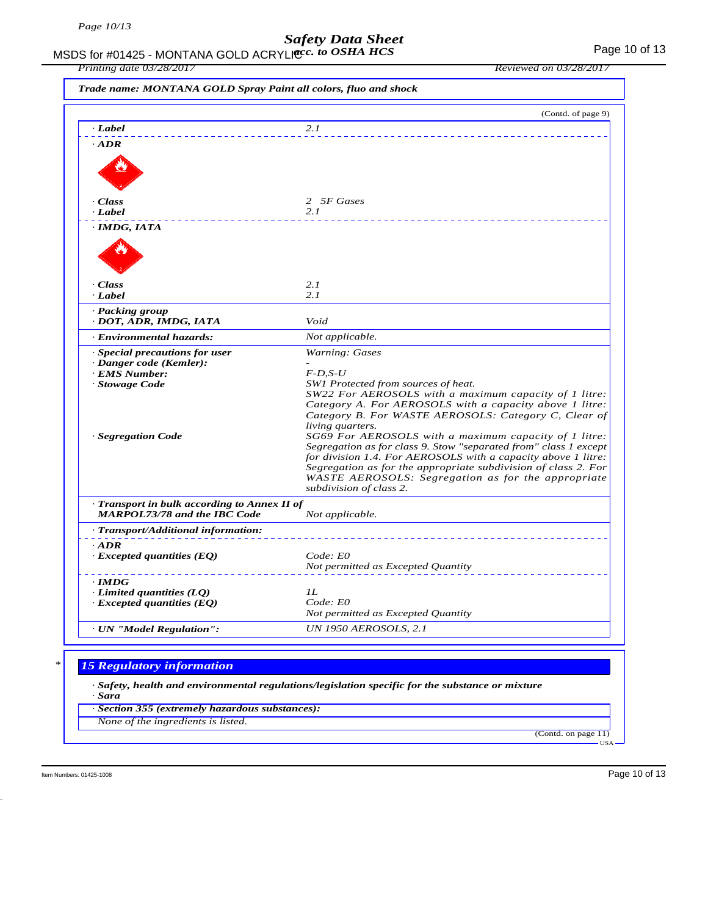**Trade name: MONTANA GOLD Spray Paint all colors, fluo and shock**

(Contd. of page 9)

| | |
|---|---|
| · **Label** | 2.1 |
| · **ADR** | |
| · **Class** | 2 5F Gases |
| · **Label** | 2.1 |
| · **IMDG, IATA** | |
| · **Class** | 2.1 |
| · **Label** | 2.1 |
| · **Packing group** · **DOT, ADR, IMDG, IATA** | Void |
| · **Environmental hazards:** | Not applicable. |
| · **Special precautions for user** | Warning: Gases |
| · **Danger code (Kemler):** | - |
| · **EMS Number:** | F-D,S-U |
| · **Stowage Code** | SW1 Protected from sources of heat. SW22 For AEROSOLS with a maximum capacity of 1 litre: Category A. For AEROSOLS with a capacity above 1 litre: Category B. For WASTE AEROSOLS: Category C, Clear of living quarters. |
| · **Segregation Code** | SG69 For AEROSOLS with a maximum capacity of 1 litre: Segregation as for class 9. Stow "separated from" class 1 except for division 1.4. For AEROSOLS with a capacity above 1 litre: Segregation as for the appropriate subdivision of class 2. For WASTE AEROSOLS: Segregation as for the appropriate subdivision of class 2. |
| · **Transport in bulk according to Annex II of MARPOL73/78 and the IBC Code** | Not applicable. |
| · **Transport/Additional information:** | |
| · **ADR** | |
| · **Excepted quantities (EQ)** | Code: E0 Not permitted as Excepted Quantity |
| · **IMDG** | |
| · **Limited quantities (LQ)** | 1L |
| · **Excepted quantities (EQ)** | Code: E0 Not permitted as Excepted Quantity |
| · **UN "Model Regulation":** | UN 1950 AEROSOLS, 2.1 |

## 15 Regulatory information

· **Safety, health and environmental regulations/legislation specific for the substance or mixture**

· **Sara**

· **Section 355 (extremely hazardous substances):**

None of the ingredients is listed.

(Contd. on page 11)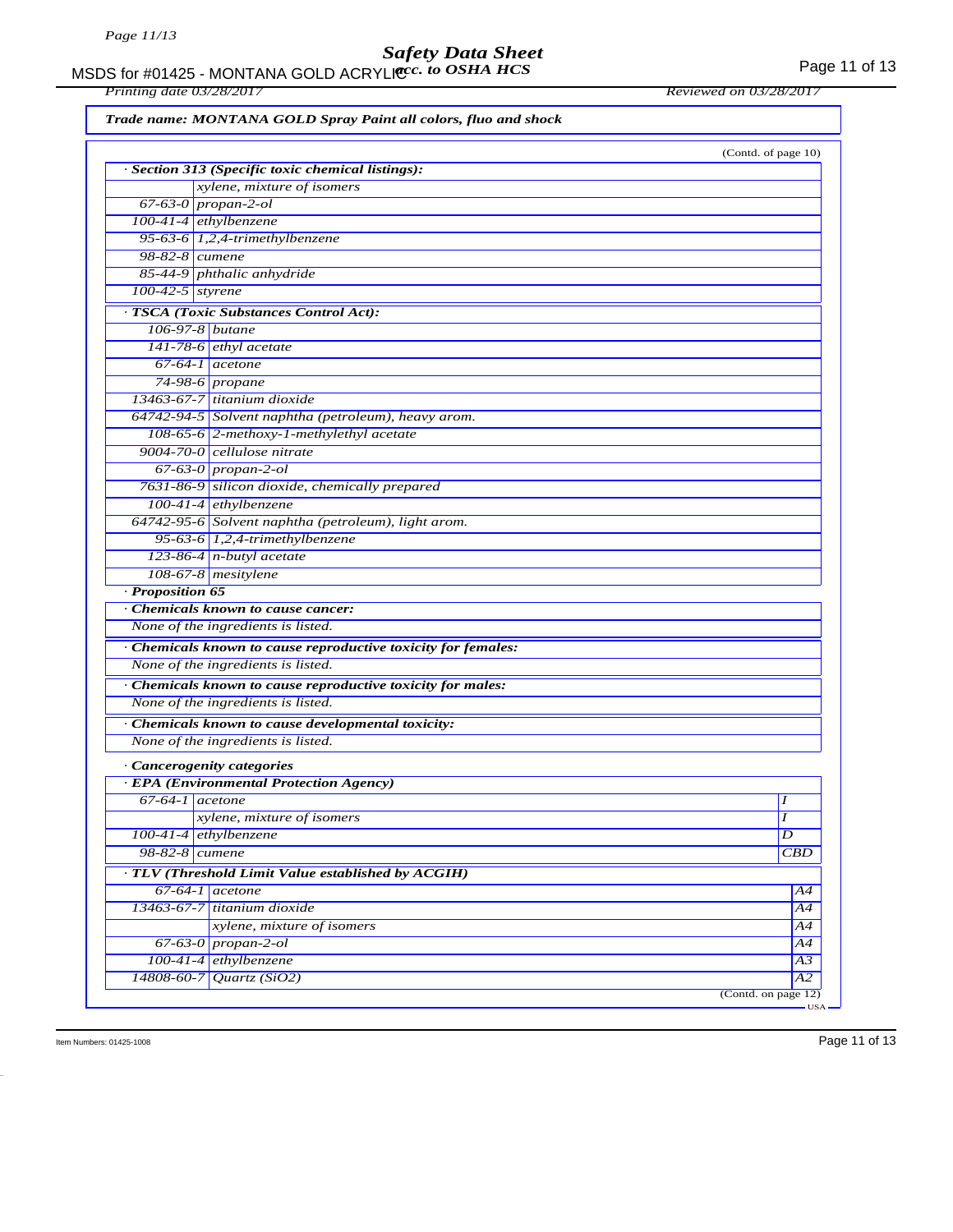**Trade name: MONTANA GOLD Spray Paint all colors, fluo and shock**

(Contd. of page 10)

· **Section 313 (Specific toxic chemical listings):**

| | |
|---|---|
| | xylene, mixture of isomers |
| 67-63-0 | propan-2-ol |
| 100-41-4 | ethylbenzene |
| 95-63-6 | 1,2,4-trimethylbenzene |
| 98-82-8 | cumene |
| 85-44-9 | phthalic anhydride |
| 100-42-5 | styrene |

· **TSCA (Toxic Substances Control Act):**

| | |
|---|---|
| 106-97-8 | butane |
| 141-78-6 | ethyl acetate |
| 67-64-1 | acetone |
| 74-98-6 | propane |
| 13463-67-7 | titanium dioxide |
| 64742-94-5 | Solvent naphtha (petroleum), heavy arom. |
| 108-65-6 | 2-methoxy-1-methylethyl acetate |
| 9004-70-0 | cellulose nitrate |
| 67-63-0 | propan-2-ol |
| 7631-86-9 | silicon dioxide, chemically prepared |
| 100-41-4 | ethylbenzene |
| 64742-95-6 | Solvent naphtha (petroleum), light arom. |
| 95-63-6 | 1,2,4-trimethylbenzene |
| 123-86-4 | n-butyl acetate |
| 108-67-8 | mesitylene |

· **Proposition 65**

· **Chemicals known to cause cancer:**

None of the ingredients is listed.

· **Chemicals known to cause reproductive toxicity for females:**

None of the ingredients is listed.

· **Chemicals known to cause reproductive toxicity for males:**

None of the ingredients is listed.

· **Chemicals known to cause developmental toxicity:**

None of the ingredients is listed.

· **Cancerogenity categories**

· **EPA (Environmental Protection Agency)**

| | | |
|---|---|---|
| 67-64-1 | acetone | I |
| | xylene, mixture of isomers | I |
| 100-41-4 | ethylbenzene | D |
| 98-82-8 | cumene | CBD |

· **TLV (Threshold Limit Value established by ACGIH)**

| | | |
|---|---|---|
| 67-64-1 | acetone | A4 |
| 13463-67-7 | titanium dioxide | A4 |
| | xylene, mixture of isomers | A4 |
| 67-63-0 | propan-2-ol | A4 |
| 100-41-4 | ethylbenzene | A3 |
| 14808-60-7 | Quartz ($SiO_2$) | A2 |

(Contd. on page 12)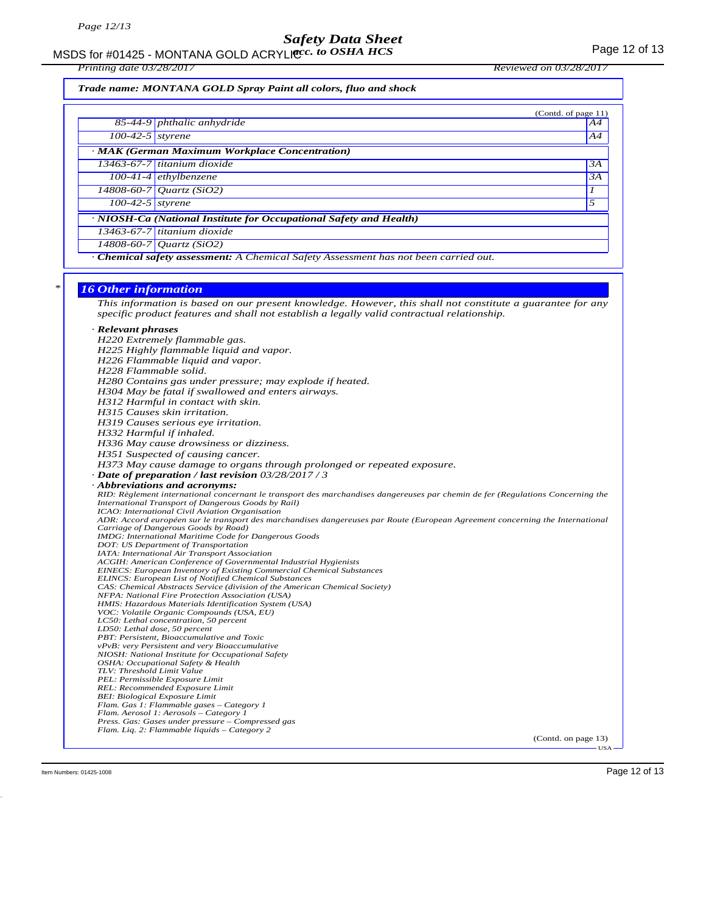**Trade name: MONTANA GOLD Spray Paint all colors, fluo and shock**

(Contd. of page 11)

| | | |
|---|---|---|
| 85-44-9 | phthalic anhydride | A4 |
| 100-42-5 | styrene | A4 |
| **· MAK (German Maximum Workplace Concentration)** | | |
| 13463-67-7 | titanium dioxide | 3A |
| 100-41-4 | ethylbenzene | 3A |
| 14808-60-7 | Quartz (SiO2) | 1 |
| 100-42-5 | styrene | 5 |
| **· NIOSH-Ca (National Institute for Occupational Safety and Health)** | | |
| 13463-67-7 | titanium dioxide | |
| 14808-60-7 | Quartz (SiO2) | |

· **Chemical safety assessment:** A Chemical Safety Assessment has not been carried out.

## 16 Other information

This information is based on our present knowledge. However, this shall not constitute a guarantee for any specific product features and shall not establish a legally valid contractual relationship.

· **Relevant phrases**

H220 Extremely flammable gas.
H225 Highly flammable liquid and vapor.
H226 Flammable liquid and vapor.
H228 Flammable solid.
H280 Contains gas under pressure; may explode if heated.
H304 May be fatal if swallowed and enters airways.
H312 Harmful in contact with skin.
H315 Causes skin irritation.
H319 Causes serious eye irritation.
H332 Harmful if inhaled.
H336 May cause drowsiness or dizziness.
H351 Suspected of causing cancer.
H373 May cause damage to organs through prolonged or repeated exposure.

· **Date of preparation / last revision** 03/28/2017 / 3

· **Abbreviations and acronyms:**

RID: Règlement international concernant le transport des marchandises dangereuses par chemin de fer (Regulations Concerning the International Transport of Dangerous Goods by Rail)
ICAO: International Civil Aviation Organisation
ADR: Accord européen sur le transport des marchandises dangereuses par Route (European Agreement concerning the International Carriage of Dangerous Goods by Road)
IMDG: International Maritime Code for Dangerous Goods
DOT: US Department of Transportation
IATA: International Air Transport Association
ACGIH: American Conference of Governmental Industrial Hygienists
EINECS: European Inventory of Existing Commercial Chemical Substances
ELINCS: European List of Notified Chemical Substances
CAS: Chemical Abstracts Service (division of the American Chemical Society)
NFPA: National Fire Protection Association (USA)
HMIS: Hazardous Materials Identification System (USA)
VOC: Volatile Organic Compounds (USA, EU)
LC50: Lethal concentration, 50 percent
LD50: Lethal dose, 50 percent
PBT: Persistent, Bioaccumulative and Toxic
vPvB: very Persistent and very Bioaccumulative
NIOSH: National Institute for Occupational Safety
OSHA: Occupational Safety & Health
TLV: Threshold Limit Value
PEL: Permissible Exposure Limit
REL: Recommended Exposure Limit
BEI: Biological Exposure Limit
Flam. Gas 1: Flammable gases – Category 1
Flam. Aerosol 1: Aerosols – Category 1
Press. Gas: Gases under pressure – Compressed gas
Flam. Liq. 2: Flammable liquids – Category 2

(Contd. on page 13)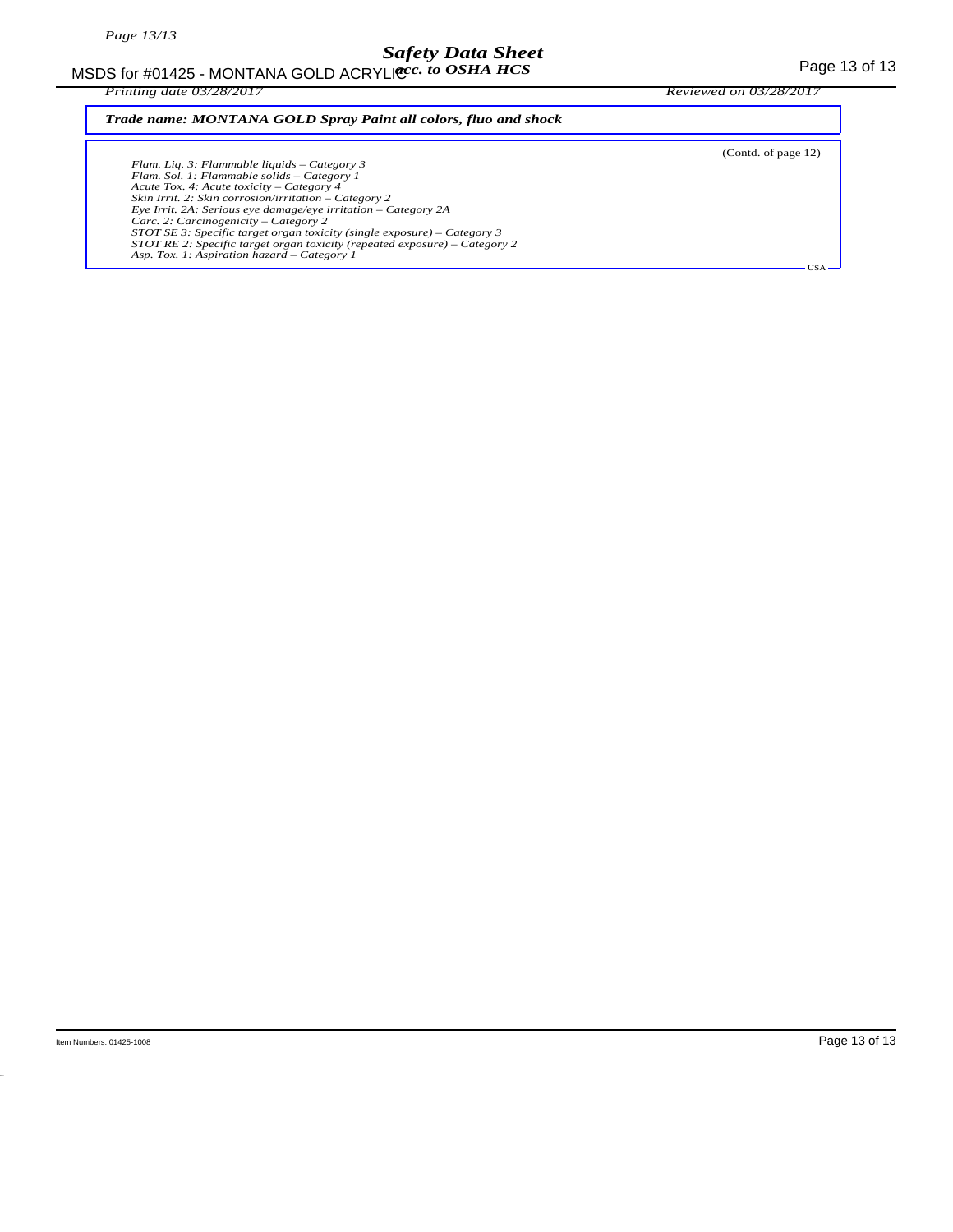*Trade name: MONTANA GOLD Spray Paint all colors, fluo and shock*

(Contd. of page 12)

*Flam. Liq. 3: Flammable liquids – Category 3*
*Flam. Sol. 1: Flammable solids – Category 1*
*Acute Tox. 4: Acute toxicity – Category 4*
*Skin Irrit. 2: Skin corrosion/irritation – Category 2*
*Eye Irrit. 2A: Serious eye damage/eye irritation – Category 2A*
*Carc. 2: Carcinogenicity – Category 2*
*STOT SE 3: Specific target organ toxicity (single exposure) – Category 3*
*STOT RE 2: Specific target organ toxicity (repeated exposure) – Category 2*
*Asp. Tox. 1: Aspiration hazard – Category 1*

USA